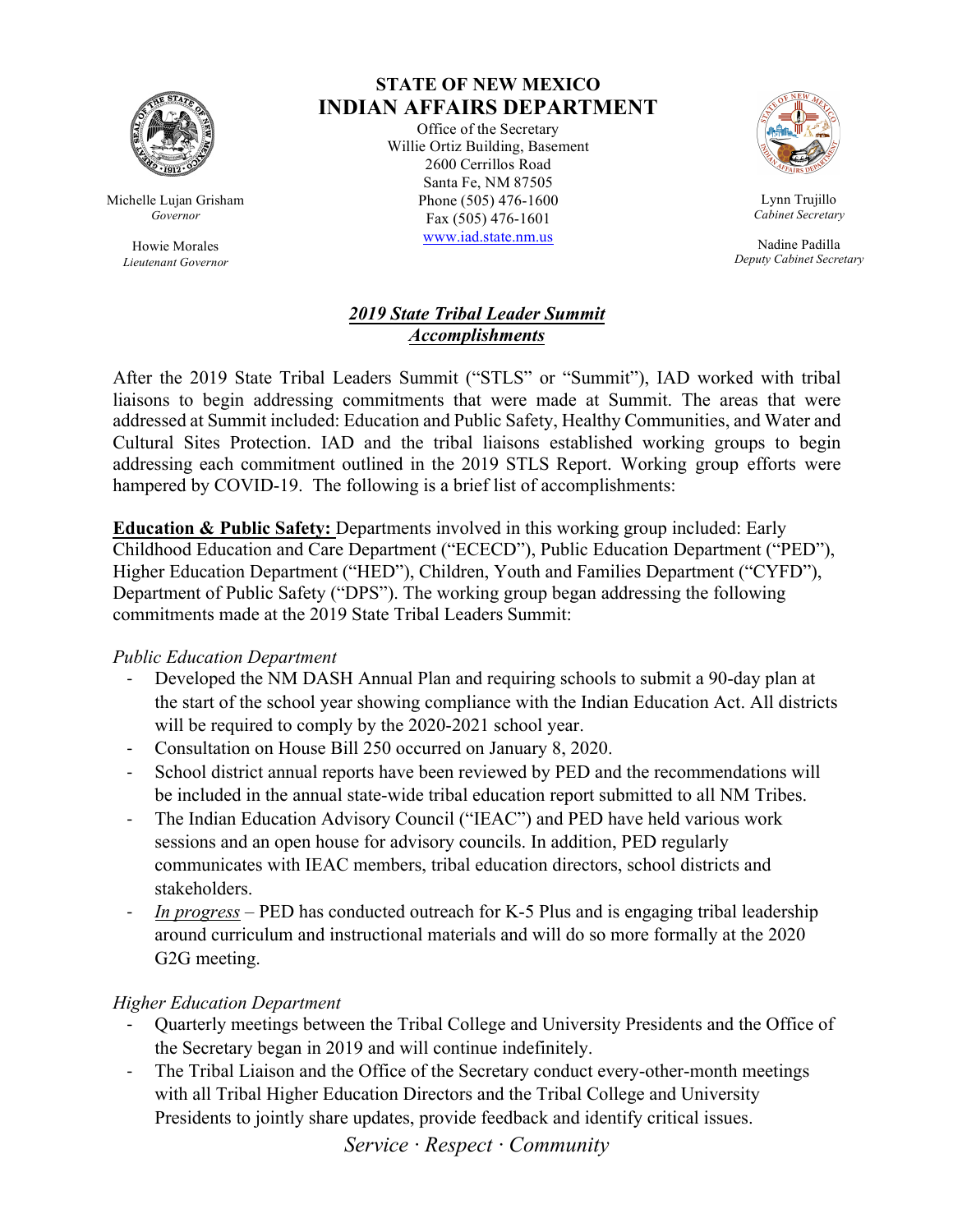**STATE OF NEW MEXICO**
**INDIAN AFFAIRS DEPARTMENT**

Office of the Secretary
Willie Ortiz Building, Basement
2600 Cerrillos Road
Santa Fe, NM 87505
Phone (505) 476-1600
Fax (505) 476-1601
www.iad.state.nm.us

Michelle Lujan Grisham
*Governor*

Howie Morales
*Lieutenant Governor*

Lynn Trujillo
*Cabinet Secretary*

Nadine Padilla
*Deputy Cabinet Secretary*

# *2019 State Tribal Leader Summit Accomplishments*

After the 2019 State Tribal Leaders Summit ("STLS" or "Summit"), IAD worked with tribal liaisons to begin addressing commitments that were made at Summit. The areas that were addressed at Summit included: Education and Public Safety, Healthy Communities, and Water and Cultural Sites Protection. IAD and the tribal liaisons established working groups to begin addressing each commitment outlined in the 2019 STLS Report. Working group efforts were hampered by COVID-19. The following is a brief list of accomplishments:

**Education & Public Safety:** Departments involved in this working group included: Early Childhood Education and Care Department ("ECECD"), Public Education Department ("PED"), Higher Education Department ("HED"), Children, Youth and Families Department ("CYFD"), Department of Public Safety ("DPS"). The working group began addressing the following commitments made at the 2019 State Tribal Leaders Summit:

*Public Education Department*

- Developed the NM DASH Annual Plan and requiring schools to submit a 90-day plan at the start of the school year showing compliance with the Indian Education Act. All districts will be required to comply by the 2020-2021 school year.
- Consultation on House Bill 250 occurred on January 8, 2020.
- School district annual reports have been reviewed by PED and the recommendations will be included in the annual state-wide tribal education report submitted to all NM Tribes.
- The Indian Education Advisory Council ("IEAC") and PED have held various work sessions and an open house for advisory councils. In addition, PED regularly communicates with IEAC members, tribal education directors, school districts and stakeholders.
- *In progress* – PED has conducted outreach for K-5 Plus and is engaging tribal leadership around curriculum and instructional materials and will do so more formally at the 2020 G2G meeting.

*Higher Education Department*

- Quarterly meetings between the Tribal College and University Presidents and the Office of the Secretary began in 2019 and will continue indefinitely.
- The Tribal Liaison and the Office of the Secretary conduct every-other-month meetings with all Tribal Higher Education Directors and the Tribal College and University Presidents to jointly share updates, provide feedback and identify critical issues.

*Service · Respect · Community*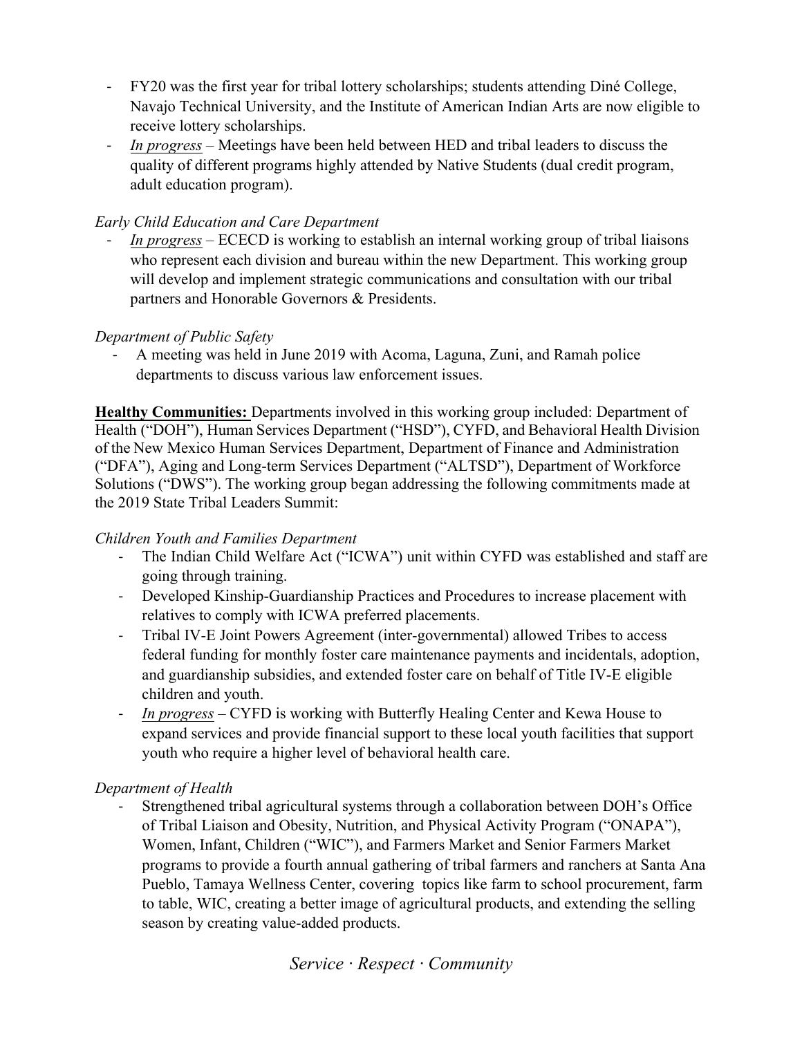- FY20 was the first year for tribal lottery scholarships; students attending Diné College, Navajo Technical University, and the Institute of American Indian Arts are now eligible to receive lottery scholarships.
- *In progress* – Meetings have been held between HED and tribal leaders to discuss the quality of different programs highly attended by Native Students (dual credit program, adult education program).

*Early Child Education and Care Department*

- *In progress* – ECECD is working to establish an internal working group of tribal liaisons who represent each division and bureau within the new Department. This working group will develop and implement strategic communications and consultation with our tribal partners and Honorable Governors & Presidents.

*Department of Public Safety*

- A meeting was held in June 2019 with Acoma, Laguna, Zuni, and Ramah police departments to discuss various law enforcement issues.

**Healthy Communities:** Departments involved in this working group included: Department of Health ("DOH"), Human Services Department ("HSD"), CYFD, and Behavioral Health Division of the New Mexico Human Services Department, Department of Finance and Administration ("DFA"), Aging and Long-term Services Department ("ALTSD"), Department of Workforce Solutions ("DWS"). The working group began addressing the following commitments made at the 2019 State Tribal Leaders Summit:

*Children Youth and Families Department*

- The Indian Child Welfare Act ("ICWA") unit within CYFD was established and staff are going through training.
- Developed Kinship-Guardianship Practices and Procedures to increase placement with relatives to comply with ICWA preferred placements.
- Tribal IV-E Joint Powers Agreement (inter-governmental) allowed Tribes to access federal funding for monthly foster care maintenance payments and incidentals, adoption, and guardianship subsidies, and extended foster care on behalf of Title IV-E eligible children and youth.
- *In progress* – CYFD is working with Butterfly Healing Center and Kewa House to expand services and provide financial support to these local youth facilities that support youth who require a higher level of behavioral health care.

*Department of Health*

- Strengthened tribal agricultural systems through a collaboration between DOH's Office of Tribal Liaison and Obesity, Nutrition, and Physical Activity Program ("ONAPA"), Women, Infant, Children ("WIC"), and Farmers Market and Senior Farmers Market programs to provide a fourth annual gathering of tribal farmers and ranchers at Santa Ana Pueblo, Tamaya Wellness Center, covering topics like farm to school procurement, farm to table, WIC, creating a better image of agricultural products, and extending the selling season by creating value-added products.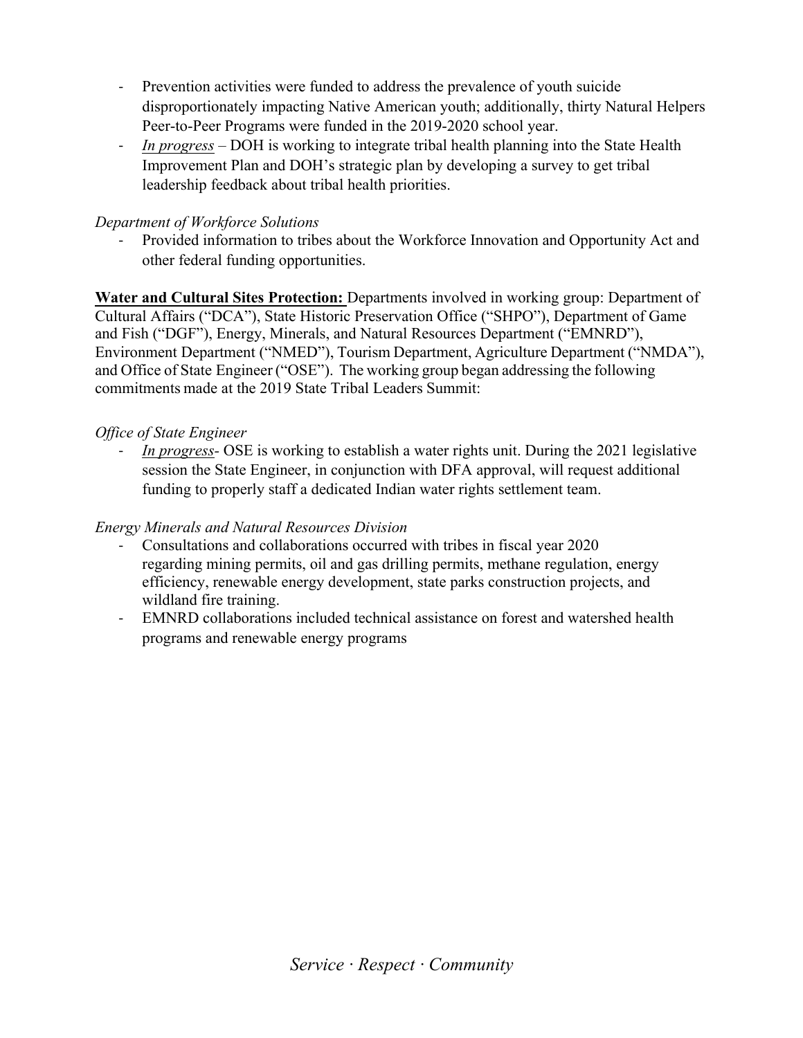- Prevention activities were funded to address the prevalence of youth suicide disproportionately impacting Native American youth; additionally, thirty Natural Helpers Peer-to-Peer Programs were funded in the 2019-2020 school year.
- *In progress* – DOH is working to integrate tribal health planning into the State Health Improvement Plan and DOH's strategic plan by developing a survey to get tribal leadership feedback about tribal health priorities.

*Department of Workforce Solutions*

- Provided information to tribes about the Workforce Innovation and Opportunity Act and other federal funding opportunities.

**Water and Cultural Sites Protection:** Departments involved in working group: Department of Cultural Affairs ("DCA"), State Historic Preservation Office ("SHPO"), Department of Game and Fish ("DGF"), Energy, Minerals, and Natural Resources Department ("EMNRD"), Environment Department ("NMED"), Tourism Department, Agriculture Department ("NMDA"), and Office of State Engineer ("OSE"). The working group began addressing the following commitments made at the 2019 State Tribal Leaders Summit:

*Office of State Engineer*

- *In progress*- OSE is working to establish a water rights unit. During the 2021 legislative session the State Engineer, in conjunction with DFA approval, will request additional funding to properly staff a dedicated Indian water rights settlement team.

*Energy Minerals and Natural Resources Division*

- Consultations and collaborations occurred with tribes in fiscal year 2020 regarding mining permits, oil and gas drilling permits, methane regulation, energy efficiency, renewable energy development, state parks construction projects, and wildland fire training.
- EMNRD collaborations included technical assistance on forest and watershed health programs and renewable energy programs

*Service · Respect · Community*